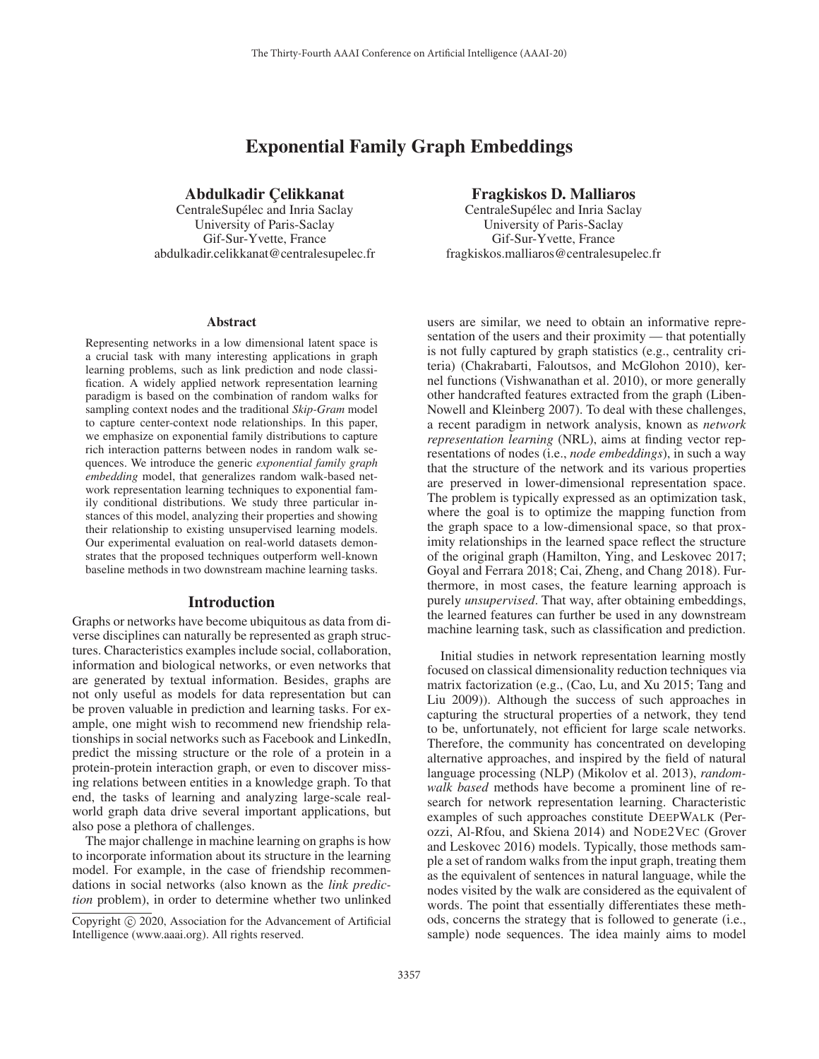# Exponential Family Graph Embeddings

**Abdulkadir Çelikkanat**
CentraleSupélec and Inria Saclay
University of Paris-Saclay
Gif-Sur-Yvette, France
abdulkadir.celikkanat@centralesupelec.fr

**Fragkiskos D. Malliaros**
CentraleSupélec and Inria Saclay
University of Paris-Saclay
Gif-Sur-Yvette, France
fragkiskos.malliaros@centralesupelec.fr

## Abstract

Representing networks in a low dimensional latent space is a crucial task with many interesting applications in graph learning problems, such as link prediction and node classification. A widely applied network representation learning paradigm is based on the combination of random walks for sampling context nodes and the traditional *Skip-Gram* model to capture center-context node relationships. In this paper, we emphasize on exponential family distributions to capture rich interaction patterns between nodes in random walk sequences. We introduce the generic *exponential family graph embedding* model, that generalizes random walk-based network representation learning techniques to exponential family conditional distributions. We study three particular instances of this model, analyzing their properties and showing their relationship to existing unsupervised learning models. Our experimental evaluation on real-world datasets demonstrates that the proposed techniques outperform well-known baseline methods in two downstream machine learning tasks.

## Introduction

Graphs or networks have become ubiquitous as data from diverse disciplines can naturally be represented as graph structures. Characteristics examples include social, collaboration, information and biological networks, or even networks that are generated by textual information. Besides, graphs are not only useful as models for data representation but can be proven valuable in prediction and learning tasks. For example, one might wish to recommend new friendship relationships in social networks such as Facebook and LinkedIn, predict the missing structure or the role of a protein in a protein-protein interaction graph, or even to discover missing relations between entities in a knowledge graph. To that end, the tasks of learning and analyzing large-scale real-world graph data drive several important applications, but also pose a plethora of challenges.

The major challenge in machine learning on graphs is how to incorporate information about its structure in the learning model. For example, in the case of friendship recommendations in social networks (also known as the *link prediction* problem), in order to determine whether two unlinked users are similar, we need to obtain an informative representation of the users and their proximity — that potentially is not fully captured by graph statistics (e.g., centrality criteria) (Chakrabarti, Faloutsos, and McGlohon 2010), kernel functions (Vishwanathan et al. 2010), or more generally other handcrafted features extracted from the graph (Liben-Nowell and Kleinberg 2007). To deal with these challenges, a recent paradigm in network analysis, known as *network representation learning* (NRL), aims at finding vector representations of nodes (i.e., *node embeddings*), in such a way that the structure of the network and its various properties are preserved in lower-dimensional representation space. The problem is typically expressed as an optimization task, where the goal is to optimize the mapping function from the graph space to a low-dimensional space, so that proximity relationships in the learned space reflect the structure of the original graph (Hamilton, Ying, and Leskovec 2017; Goyal and Ferrara 2018; Cai, Zheng, and Chang 2018). Furthermore, in most cases, the feature learning approach is purely *unsupervised*. That way, after obtaining embeddings, the learned features can further be used in any downstream machine learning task, such as classification and prediction.

Initial studies in network representation learning mostly focused on classical dimensionality reduction techniques via matrix factorization (e.g., (Cao, Lu, and Xu 2015; Tang and Liu 2009)). Although the success of such approaches in capturing the structural properties of a network, they tend to be, unfortunately, not efficient for large scale networks. Therefore, the community has concentrated on developing alternative approaches, and inspired by the field of natural language processing (NLP) (Mikolov et al. 2013), *random-walk based* methods have become a prominent line of research for network representation learning. Characteristic examples of such approaches constitute DeepWalk (Perozzi, Al-Rfou, and Skiena 2014) and Node2Vec (Grover and Leskovec 2016) models. Typically, those methods sample a set of random walks from the input graph, treating them as the equivalent of sentences in natural language, while the nodes visited by the walk are considered as the equivalent of words. The point that essentially differentiates these methods, concerns the strategy that is followed to generate (i.e., sample) node sequences. The idea mainly aims to model

Copyright © 2020, Association for the Advancement of Artificial Intelligence (www.aaai.org). All rights reserved.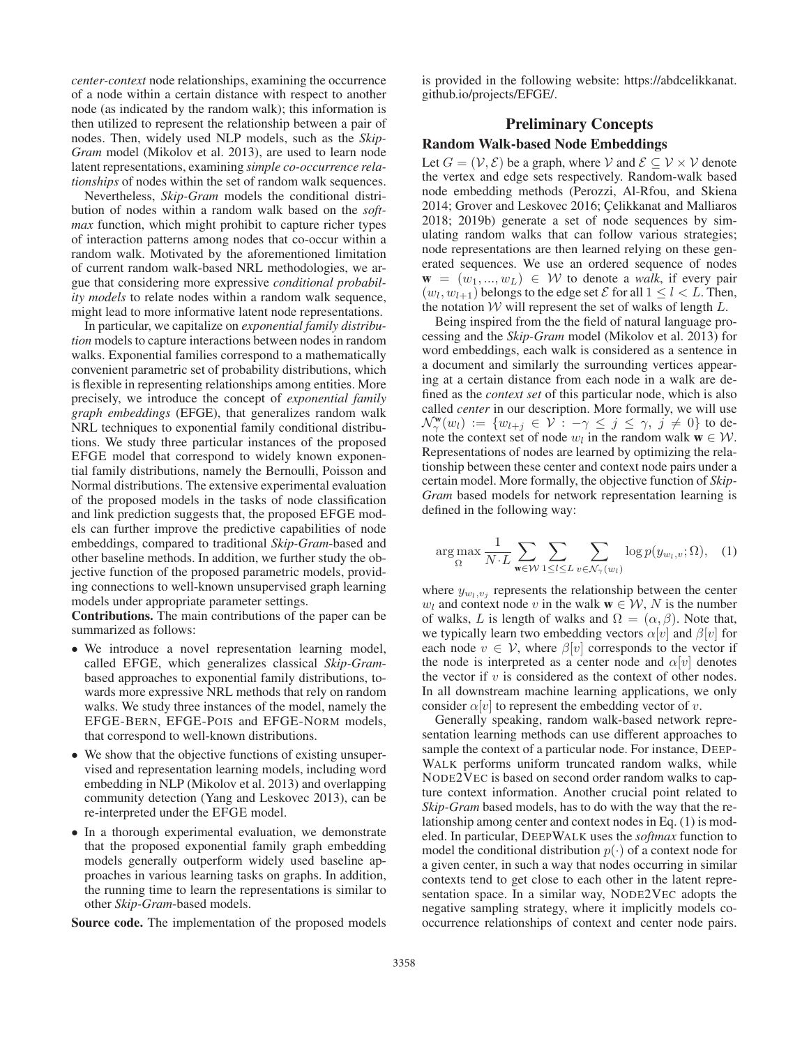*center-context* node relationships, examining the occurrence of a node within a certain distance with respect to another node (as indicated by the random walk); this information is then utilized to represent the relationship between a pair of nodes. Then, widely used NLP models, such as the *Skip-Gram* model (Mikolov et al. 2013), are used to learn node latent representations, examining *simple co-occurrence relationships* of nodes within the set of random walk sequences.

Nevertheless, *Skip-Gram* models the conditional distribution of nodes within a random walk based on the *softmax* function, which might prohibit to capture richer types of interaction patterns among nodes that co-occur within a random walk. Motivated by the aforementioned limitation of current random walk-based NRL methodologies, we argue that considering more expressive *conditional probability models* to relate nodes within a random walk sequence, might lead to more informative latent node representations.

In particular, we capitalize on *exponential family distribution* models to capture interactions between nodes in random walks. Exponential families correspond to a mathematically convenient parametric set of probability distributions, which is flexible in representing relationships among entities. More precisely, we introduce the concept of *exponential family graph embeddings* (EFGE), that generalizes random walk NRL techniques to exponential family conditional distributions. We study three particular instances of the proposed EFGE model that correspond to widely known exponential family distributions, namely the Bernoulli, Poisson and Normal distributions. The extensive experimental evaluation of the proposed models in the tasks of node classification and link prediction suggests that, the proposed EFGE models can further improve the predictive capabilities of node embeddings, compared to traditional *Skip-Gram*-based and other baseline methods. In addition, we further study the objective function of the proposed parametric models, providing connections to well-known unsupervised graph learning models under appropriate parameter settings.

**Contributions.** The main contributions of the paper can be summarized as follows:

- We introduce a novel representation learning model, called EFGE, which generalizes classical *Skip-Gram*-based approaches to exponential family distributions, towards more expressive NRL methods that rely on random walks. We study three instances of the model, namely the EFGE-BERN, EFGE-POIS and EFGE-NORM models, that correspond to well-known distributions.
- We show that the objective functions of existing unsupervised and representation learning models, including word embedding in NLP (Mikolov et al. 2013) and overlapping community detection (Yang and Leskovec 2013), can be re-interpreted under the EFGE model.
- In a thorough experimental evaluation, we demonstrate that the proposed exponential family graph embedding models generally outperform widely used baseline approaches in various learning tasks on graphs. In addition, the running time to learn the representations is similar to other *Skip-Gram*-based models.

**Source code.** The implementation of the proposed models is provided in the following website: https://abdcelikkanat.github.io/projects/EFGE/.

## Preliminary Concepts

### Random Walk-based Node Embeddings

Let $G = (\mathcal{V}, \mathcal{E})$ be a graph, where $\mathcal{V}$ and $\mathcal{E} \subseteq \mathcal{V} \times \mathcal{V}$ denote the vertex and edge sets respectively. Random-walk based node embedding methods (Perozzi, Al-Rfou, and Skiena 2014; Grover and Leskovec 2016; Çelikkanat and Malliaros 2018; 2019b) generate a set of node sequences by simulating random walks that can follow various strategies; node representations are then learned relying on these generated sequences. We use an ordered sequence of nodes $\mathbf{w} = (w_1, ..., w_L) \in \mathcal{W}$ to denote a *walk*, if every pair $(w_l, w_{l+1})$ belongs to the edge set $\mathcal{E}$ for all $1 \leq l < L$. Then, the notation $\mathcal{W}$ will represent the set of walks of length $L$.

Being inspired from the the field of natural language processing and the *Skip-Gram* model (Mikolov et al. 2013) for word embeddings, each walk is considered as a sentence in a document and similarly the surrounding vertices appearing at a certain distance from each node in a walk are defined as the *context set* of this particular node, which is also called *center* in our description. More formally, we will use $\mathcal{N}_{\gamma}^{\mathbf{w}}(w_l) := \{w_{l+j} \in \mathcal{V} : -\gamma \leq j \leq \gamma,\ j \neq 0\}$ to denote the context set of node $w_l$ in the random walk $\mathbf{w} \in \mathcal{W}$. Representations of nodes are learned by optimizing the relationship between these center and context node pairs under a certain model. More formally, the objective function of *Skip-Gram* based models for network representation learning is defined in the following way:

$$\arg\max_{\Omega} \frac{1}{N \cdot L} \sum_{\mathbf{w} \in \mathcal{W}} \sum_{1 \leq l \leq L} \sum_{v \in \mathcal{N}_{\gamma}(w_l)} \log p(y_{w_l, v}; \Omega), \quad (1)$$

where $y_{w_l, v_j}$ represents the relationship between the center $w_l$ and context node $v$ in the walk $\mathbf{w} \in \mathcal{W}$, $N$ is the number of walks, $L$ is length of walks and $\Omega = (\alpha, \beta)$. Note that, we typically learn two embedding vectors $\alpha[v]$ and $\beta[v]$ for each node $v \in \mathcal{V}$, where $\beta[v]$ corresponds to the vector if the node is interpreted as a center node and $\alpha[v]$ denotes the vector if $v$ is considered as the context of other nodes. In all downstream machine learning applications, we only consider $\alpha[v]$ to represent the embedding vector of $v$.

Generally speaking, random walk-based network representation learning methods can use different approaches to sample the context of a particular node. For instance, DEEPWALK performs uniform truncated random walks, while NODE2VEC is based on second order random walks to capture context information. Another crucial point related to *Skip-Gram* based models, has to do with the way that the relationship among center and context nodes in Eq. (1) is modeled. In particular, DEEPWALK uses the *softmax* function to model the conditional distribution $p(\cdot)$ of a context node for a given center, in such a way that nodes occurring in similar contexts tend to get close to each other in the latent representation space. In a similar way, NODE2VEC adopts the negative sampling strategy, where it implicitly models co-occurrence relationships of context and center node pairs.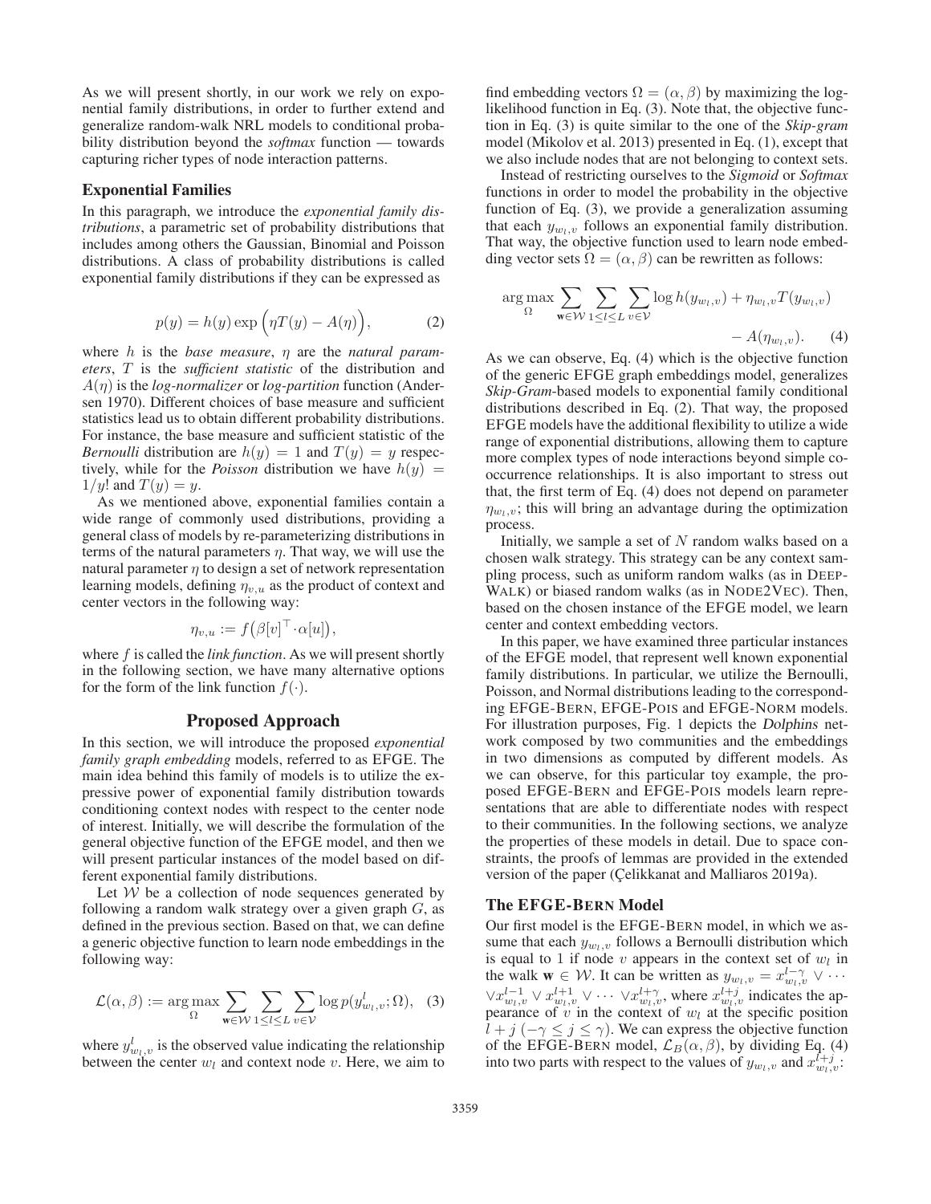As we will present shortly, in our work we rely on exponential family distributions, in order to further extend and generalize random-walk NRL models to conditional probability distribution beyond the *softmax* function — towards capturing richer types of node interaction patterns.

### Exponential Families

In this paragraph, we introduce the *exponential family distributions*, a parametric set of probability distributions that includes among others the Gaussian, Binomial and Poisson distributions. A class of probability distributions is called exponential family distributions if they can be expressed as

$$p(y) = h(y) \exp\Big(\eta T(y) - A(\eta)\Big), \tag{2}$$

where $h$ is the *base measure*, $\eta$ are the *natural parameters*, $T$ is the *sufficient statistic* of the distribution and $A(\eta)$ is the *log-normalizer* or *log-partition* function (Andersen 1970). Different choices of base measure and sufficient statistics lead us to obtain different probability distributions. For instance, the base measure and sufficient statistic of the *Bernoulli* distribution are $h(y) = 1$ and $T(y) = y$ respectively, while for the *Poisson* distribution we have $h(y) = 1/y!$ and $T(y) = y$.

As we mentioned above, exponential families contain a wide range of commonly used distributions, providing a general class of models by re-parameterizing distributions in terms of the natural parameters $\eta$. That way, we will use the natural parameter $\eta$ to design a set of network representation learning models, defining $\eta_{v,u}$ as the product of context and center vectors in the following way:

$$\eta_{v,u} := f\big(\beta[v]^\top \cdot \alpha[u]\big),$$

where $f$ is called the *link function*. As we will present shortly in the following section, we have many alternative options for the form of the link function $f(\cdot)$.

## Proposed Approach

In this section, we will introduce the proposed *exponential family graph embedding* models, referred to as EFGE. The main idea behind this family of models is to utilize the expressive power of exponential family distribution towards conditioning context nodes with respect to the center node of interest. Initially, we will describe the formulation of the general objective function of the EFGE model, and then we will present particular instances of the model based on different exponential family distributions.

Let $\mathcal{W}$ be a collection of node sequences generated by following a random walk strategy over a given graph $G$, as defined in the previous section. Based on that, we can define a generic objective function to learn node embeddings in the following way:

$$\mathcal{L}(\alpha, \beta) := \arg\max_{\Omega} \sum_{\mathbf{w} \in \mathcal{W}} \sum_{1 \leq l \leq L} \sum_{v \in \mathcal{V}} \log p(y^l_{w_l,v}; \Omega), \tag{3}$$

where $y^l_{w_l,v}$ is the observed value indicating the relationship between the center $w_l$ and context node $v$. Here, we aim to find embedding vectors $\Omega = (\alpha, \beta)$ by maximizing the log-likelihood function in Eq. (3). Note that, the objective function in Eq. (3) is quite similar to the one of the *Skip-gram* model (Mikolov et al. 2013) presented in Eq. (1), except that we also include nodes that are not belonging to context sets.

Instead of restricting ourselves to the *Sigmoid* or *Softmax* functions in order to model the probability in the objective function of Eq. (3), we provide a generalization assuming that each $y_{w_l,v}$ follows an exponential family distribution. That way, the objective function used to learn node embedding vector sets $\Omega = (\alpha, \beta)$ can be rewritten as follows:

$$\arg\max_{\Omega} \sum_{\mathbf{w} \in \mathcal{W}} \sum_{1 \leq l \leq L} \sum_{v \in \mathcal{V}} \log h(y_{w_l,v}) + \eta_{w_l,v} T(y_{w_l,v}) - A(\eta_{w_l,v}). \tag{4}$$

As we can observe, Eq. (4) which is the objective function of the generic EFGE graph embeddings model, generalizes *Skip-Gram*-based models to exponential family conditional distributions described in Eq. (2). That way, the proposed EFGE models have the additional flexibility to utilize a wide range of exponential distributions, allowing them to capture more complex types of node interactions beyond simple co-occurrence relationships. It is also important to stress out that, the first term of Eq. (4) does not depend on parameter $\eta_{w_l,v}$; this will bring an advantage during the optimization process.

Initially, we sample a set of $N$ random walks based on a chosen walk strategy. This strategy can be any context sampling process, such as uniform random walks (as in DeepWalk) or biased random walks (as in Node2Vec). Then, based on the chosen instance of the EFGE model, we learn center and context embedding vectors.

In this paper, we have examined three particular instances of the EFGE model, that represent well known exponential family distributions. In particular, we utilize the Bernoulli, Poisson, and Normal distributions leading to the corresponding EFGE-Bern, EFGE-Pois and EFGE-Norm models. For illustration purposes, Fig. 1 depicts the *Dolphins* network composed by two communities and the embeddings in two dimensions as computed by different models. As we can observe, for this particular toy example, the proposed EFGE-Bern and EFGE-Pois models learn representations that are able to differentiate nodes with respect to their communities. In the following sections, we analyze the properties of these models in detail. Due to space constraints, the proofs of lemmas are provided in the extended version of the paper (Çelikkanat and Malliaros 2019a).

### The EFGE-Bern Model

Our first model is the EFGE-Bern model, in which we assume that each $y_{w_l,v}$ follows a Bernoulli distribution which is equal to 1 if node $v$ appears in the context set of $w_l$ in the walk $\mathbf{w} \in \mathcal{W}$. It can be written as $y_{w_l,v} = x^{l-\gamma}_{w_l,v} \vee \cdots \vee x^{l-1}_{w_l,v} \vee x^{l+1}_{w_l,v} \vee \cdots \vee x^{l+\gamma}_{w_l,v}$, where $x^{l+j}_{w_l,v}$ indicates the appearance of $v$ in the context of $w_l$ at the specific position $l+j$ $(-\gamma \leq j \leq \gamma)$. We can express the objective function of the EFGE-Bern model, $\mathcal{L}_B(\alpha, \beta)$, by dividing Eq. (4) into two parts with respect to the values of $y_{w_l,v}$ and $x^{l+j}_{w_l,v}$: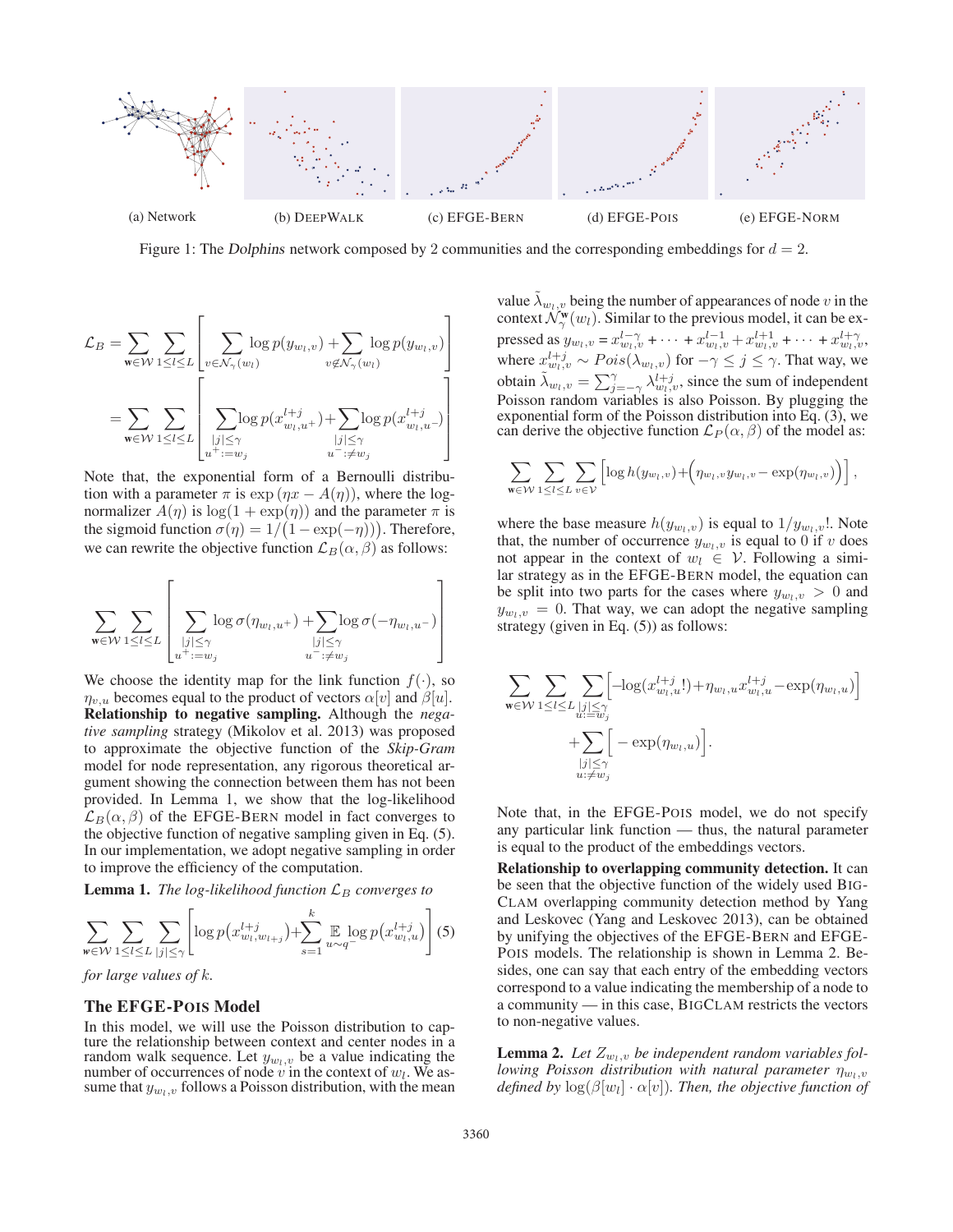(a) Network (b) DeepWalk (c) EFGE-Bern (d) EFGE-Pois (e) EFGE-Norm

Figure 1: The *Dolphins* network composed by 2 communities and the corresponding embeddings for $d = 2$.

$$\mathcal{L}_B = \sum_{\mathbf{w}\in\mathcal{W}} \sum_{1\leq l\leq L} \left[ \sum_{v\in\mathcal{N}_\gamma(w_l)} \log p(y_{w_l,v}) + \sum_{v\notin\mathcal{N}_\gamma(w_l)} \log p(y_{w_l,v}) \right]$$

$$= \sum_{\mathbf{w}\in\mathcal{W}} \sum_{1\leq l\leq L} \left[ \sum_{\substack{|j|\leq\gamma \\ u^+ := w_j}} \log p(x^{l+j}_{w_l,u^+}) + \sum_{\substack{|j|\leq\gamma \\ u^- :\neq w_j}} \log p(x^{l+j}_{w_l,u^-}) \right]$$

Note that, the exponential form of a Bernoulli distribution with a parameter $\pi$ is $\exp(\eta x - A(\eta))$, where the log-normalizer $A(\eta)$ is $\log(1 + \exp(\eta))$ and the parameter $\pi$ is the sigmoid function $\sigma(\eta) = 1/\big(1 - \exp(-\eta)\big)$. Therefore, we can rewrite the objective function $\mathcal{L}_B(\alpha, \beta)$ as follows:

$$\sum_{\mathbf{w}\in\mathcal{W}} \sum_{1\leq l\leq L} \left[ \sum_{\substack{|j|\leq\gamma \\ u^+ := w_j}} \log \sigma(\eta_{w_l,u^+}) + \sum_{\substack{|j|\leq\gamma \\ u^- :\neq w_j}} \log \sigma(-\eta_{w_l,u^-}) \right]$$

We choose the identity map for the link function $f(\cdot)$, so $\eta_{v,u}$ becomes equal to the product of vectors $\alpha[v]$ and $\beta[u]$.

**Relationship to negative sampling.** Although the *negative sampling* strategy (Mikolov et al. 2013) was proposed to approximate the objective function of the *Skip-Gram* model for node representation, any rigorous theoretical argument showing the connection between them has not been provided. In Lemma 1, we show that the log-likelihood $\mathcal{L}_B(\alpha, \beta)$ of the EFGE-Bern model in fact converges to the objective function of negative sampling given in Eq. (5). In our implementation, we adopt negative sampling in order to improve the efficiency of the computation.

**Lemma 1.** *The log-likelihood function $\mathcal{L}_B$ converges to*

$$\sum_{\mathbf{w}\in\mathcal{W}} \sum_{1\leq l\leq L} \sum_{|j|\leq\gamma} \left[ \log p\big(x^{l+j}_{w_l,w_{l+j}}\big) + \sum_{s=1}^{k} \mathop{\mathbb{E}}_{u\sim q^-} \log p\big(x^{l+j}_{w_l,u}\big) \right] \quad (5)$$

*for large values of $k$.*

## The EFGE-Pois Model

In this model, we will use the Poisson distribution to capture the relationship between context and center nodes in a random walk sequence. Let $y_{w_l,v}$ be a value indicating the number of occurrences of node $v$ in the context of $w_l$. We assume that $y_{w_l,v}$ follows a Poisson distribution, with the mean value $\tilde{\lambda}_{w_l,v}$ being the number of appearances of node $v$ in the context $\mathcal{N}^{\mathbf{w}}_\gamma(w_l)$. Similar to the previous model, it can be expressed as $y_{w_l,v} = x^{l-\gamma}_{w_l,v} + \cdots + x^{l-1}_{w_l,v} + x^{l+1}_{w_l,v} + \cdots + x^{l+\gamma}_{w_l,v}$, where $x^{l+j}_{w_l,v} \sim Pois(\lambda_{w_l,v})$ for $-\gamma \leq j \leq \gamma$. That way, we obtain $\tilde{\lambda}_{w_l,v} = \sum_{j=-\gamma}^{\gamma} \lambda^{l+j}_{w_l,v}$, since the sum of independent Poisson random variables is also Poisson. By plugging the exponential form of the Poisson distribution into Eq. (3), we can derive the objective function $\mathcal{L}_P(\alpha, \beta)$ of the model as:

$$\sum_{\mathbf{w}\in\mathcal{W}} \sum_{1\leq l\leq L} \sum_{v\in\mathcal{V}} \Big[ \log h(y_{w_l,v}) + \Big( \eta_{w_l,v} y_{w_l,v} - \exp(\eta_{w_l,v}) \Big) \Big],$$

where the base measure $h(y_{w_l,v})$ is equal to $1/y_{w_l,v}!$. Note that, the number of occurrence $y_{w_l,v}$ is equal to 0 if $v$ does not appear in the context of $w_l \in \mathcal{V}$. Following a similar strategy as in the EFGE-Bern model, the equation can be split into two parts for the cases where $y_{w_l,v} > 0$ and $y_{w_l,v} = 0$. That way, we can adopt the negative sampling strategy (given in Eq. (5)) as follows:

$$\sum_{\mathbf{w}\in\mathcal{W}} \sum_{1\leq l\leq L} \sum_{\substack{|j|\leq\gamma \\ u:=w_j}} \Big[ -\log(x^{l+j}_{w_l,u}!) + \eta_{w_l,u} x^{l+j}_{w_l,u} - \exp(\eta_{w_l,u}) \Big] + \sum_{\substack{|j|\leq\gamma \\ u:\neq w_j}} \Big[ -\exp(\eta_{w_l,u}) \Big].$$

Note that, in the EFGE-Pois model, we do not specify any particular link function — thus, the natural parameter is equal to the product of the embeddings vectors.

**Relationship to overlapping community detection.** It can be seen that the objective function of the widely used BigClam overlapping community detection method by Yang and Leskovec (Yang and Leskovec 2013), can be obtained by unifying the objectives of the EFGE-Bern and EFGE-Pois models. The relationship is shown in Lemma 2. Besides, one can say that each entry of the embedding vectors correspond to a value indicating the membership of a node to a community — in this case, BigClam restricts the vectors to non-negative values.

**Lemma 2.** *Let $Z_{w_l,v}$ be independent random variables following Poisson distribution with natural parameter $\eta_{w_l,v}$ defined by $\log(\beta[w_l] \cdot \alpha[v])$. Then, the objective function of*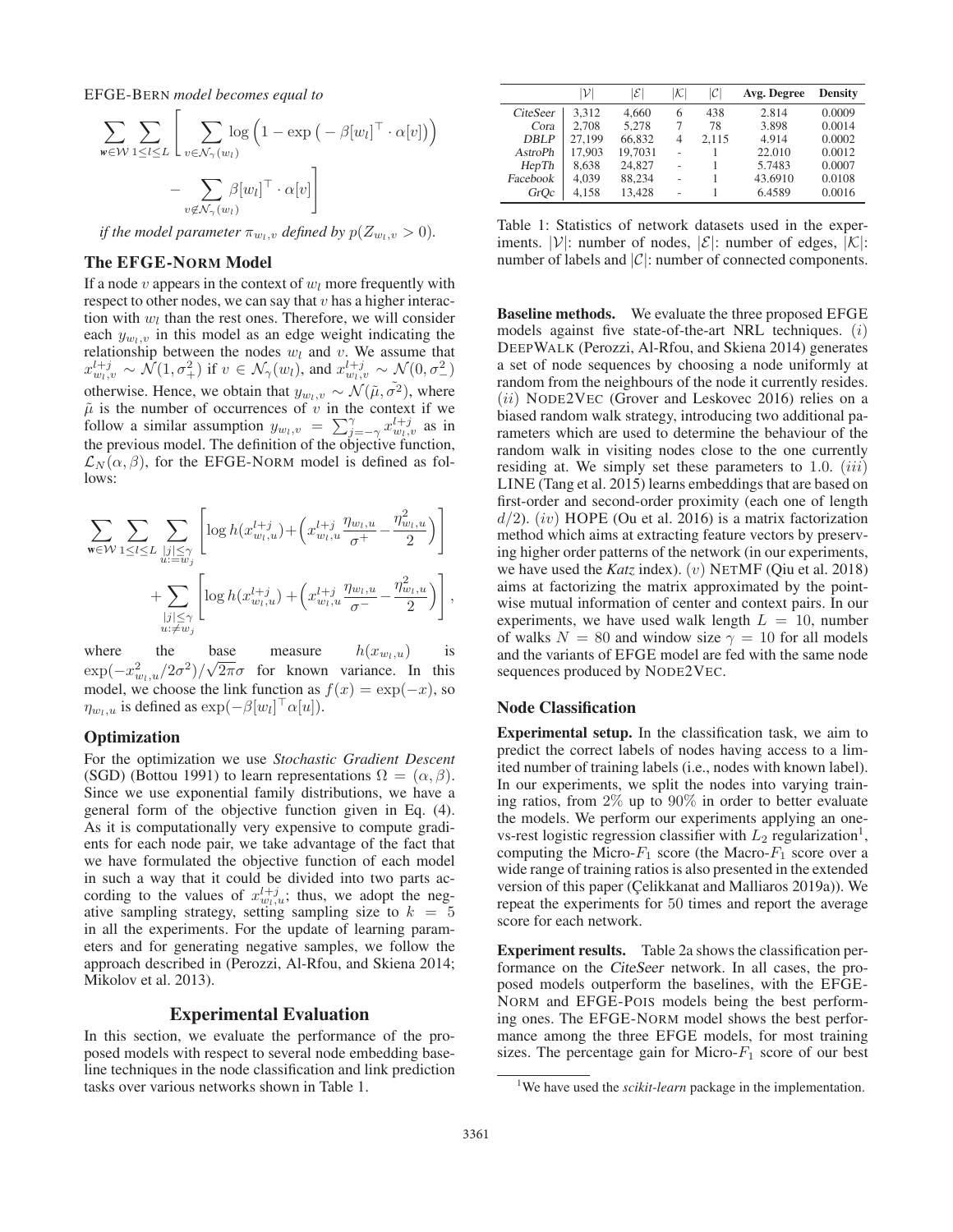EFGE-BERN *model becomes equal to*

$$\sum_{\mathbf{w}\in\mathcal{W}}\sum_{1\leq l\leq L}\left[\sum_{v\in\mathcal{N}_\gamma(w_l)}\log\left(1-\exp\left(-\beta[w_l]^\top\cdot\alpha[v]\right)\right) - \sum_{v\notin\mathcal{N}_\gamma(w_l)}\beta[w_l]^\top\cdot\alpha[v]\right]$$

*if the model parameter $\pi_{w_l,v}$ defined by $p(Z_{w_l,v}>0)$.*

### The EFGE-NORM Model

If a node $v$ appears in the context of $w_l$ more frequently with respect to other nodes, we can say that $v$ has a higher interaction with $w_l$ than the rest ones. Therefore, we will consider each $y_{w_l,v}$ in this model as an edge weight indicating the relationship between the nodes $w_l$ and $v$. We assume that $x^{l+j}_{w_l,v}\sim\mathcal{N}(1,\sigma_+^2)$ if $v\in\mathcal{N}_\gamma(w_l)$, and $x^{l+j}_{w_l,v}\sim\mathcal{N}(0,\sigma_-^2)$ otherwise. Hence, we obtain that $y_{w_l,v}\sim\mathcal{N}(\tilde{\mu},\tilde{\sigma^2})$, where $\tilde{\mu}$ is the number of occurrences of $v$ in the context if we follow a similar assumption $y_{w_l,v}=\sum_{j=-\gamma}^{\gamma}x^{l+j}_{w_l,v}$ as in the previous model. The definition of the objective function, $\mathcal{L}_N(\alpha,\beta)$, for the EFGE-NORM model is defined as follows:

$$\sum_{\mathbf{w}\in\mathcal{W}}\sum_{1\leq l\leq L}\sum_{\substack{|j|\leq\gamma\\u:=w_j}}\left[\log h(x^{l+j}_{w_l,u})+\left(x^{l+j}_{w_l,u}\frac{\eta_{w_l,u}}{\sigma^+}-\frac{\eta^2_{w_l,u}}{2}\right)\right] + \sum_{\substack{|j|\leq\gamma\\u:\neq w_j}}\left[\log h(x^{l+j}_{w_l,u})+\left(x^{l+j}_{w_l,u}\frac{\eta_{w_l,u}}{\sigma^-}-\frac{\eta^2_{w_l,u}}{2}\right)\right],$$

where the base measure $h(x_{w_l,u})$ is $\exp(-x^2_{w_l,u}/2\sigma^2)/\sqrt{2\pi}\sigma$ for known variance. In this model, we choose the link function as $f(x)=\exp(-x)$, so $\eta_{w_l,u}$ is defined as $\exp(-\beta[w_l]^\top\alpha[u])$.

### Optimization

For the optimization we use *Stochastic Gradient Descent* (SGD) (Bottou 1991) to learn representations $\Omega=(\alpha,\beta)$. Since we use exponential family distributions, we have a general form of the objective function given in Eq. (4). As it is computationally very expensive to compute gradients for each node pair, we take advantage of the fact that we have formulated the objective function of each model in such a way that it could be divided into two parts according to the values of $x^{l+j}_{w_l,u}$; thus, we adopt the negative sampling strategy, setting sampling size to $k=5$ in all the experiments. For the update of learning parameters and for generating negative samples, we follow the approach described in (Perozzi, Al-Rfou, and Skiena 2014; Mikolov et al. 2013).

## Experimental Evaluation

In this section, we evaluate the performance of the proposed models with respect to several node embedding baseline techniques in the node classification and link prediction tasks over various networks shown in Table 1.

| | $\lvert\mathcal{V}\rvert$ | $\lvert\mathcal{E}\rvert$ | $\lvert\mathcal{K}\rvert$ | $\lvert\mathcal{C}\rvert$ | **Avg. Degree** | **Density** |
|---|---|---|---|---|---|---|
| *CiteSeer* | 3,312 | 4,660 | 6 | 438 | 2.814 | 0.0009 |
| *Cora* | 2,708 | 5,278 | 7 | 78 | 3.898 | 0.0014 |
| *DBLP* | 27,199 | 66,832 | 4 | 2,115 | 4.914 | 0.0002 |
| *AstroPh* | 17,903 | 19,7031 | - | 1 | 22.010 | 0.0012 |
| *HepTh* | 8,638 | 24,827 | - | 1 | 5.7483 | 0.0007 |
| *Facebook* | 4,039 | 88,234 | - | 1 | 43.6910 | 0.0108 |
| *GrQc* | 4,158 | 13,428 | - | 1 | 6.4589 | 0.0016 |

Table 1: Statistics of network datasets used in the experiments. $|\mathcal{V}|$: number of nodes, $|\mathcal{E}|$: number of edges, $|\mathcal{K}|$: number of labels and $|\mathcal{C}|$: number of connected components.

**Baseline methods.** We evaluate the three proposed EFGE models against five state-of-the-art NRL techniques. $(i)$ DEEPWALK (Perozzi, Al-Rfou, and Skiena 2014) generates a set of node sequences by choosing a node uniformly at random from the neighbours of the node it currently resides. $(ii)$ NODE2VEC (Grover and Leskovec 2016) relies on a biased random walk strategy, introducing two additional parameters which are used to determine the behaviour of the random walk in visiting nodes close to the one currently residing at. We simply set these parameters to 1.0. $(iii)$ LINE (Tang et al. 2015) learns embeddings that are based on first-order and second-order proximity (each one of length $d/2$). $(iv)$ HOPE (Ou et al. 2016) is a matrix factorization method which aims at extracting feature vectors by preserving higher order patterns of the network (in our experiments, we have used the *Katz* index). $(v)$ NETMF (Qiu et al. 2018) aims at factorizing the matrix approximated by the pointwise mutual information of center and context pairs. In our experiments, we have used walk length $L=10$, number of walks $N=80$ and window size $\gamma=10$ for all models and the variants of EFGE model are fed with the same node sequences produced by NODE2VEC.

### Node Classification

**Experimental setup.** In the classification task, we aim to predict the correct labels of nodes having access to a limited number of training labels (i.e., nodes with known label). In our experiments, we split the nodes into varying training ratios, from $2\%$ up to $90\%$ in order to better evaluate the models. We perform our experiments applying an one-vs-rest logistic regression classifier with $L_2$ regularization[1], computing the Micro-$F_1$ score (the Macro-$F_1$ score over a wide range of training ratios is also presented in the extended version of this paper (Çelikkanat and Malliaros 2019a)). We repeat the experiments for 50 times and report the average score for each network.

**Experiment results.** Table 2a shows the classification performance on the *CiteSeer* network. In all cases, the proposed models outperform the baselines, with the EFGE-NORM and EFGE-POIS models being the best performing ones. The EFGE-NORM model shows the best performance among the three EFGE models, for most training sizes. The percentage gain for Micro-$F_1$ score of our best

[1] We have used the *scikit-learn* package in the implementation.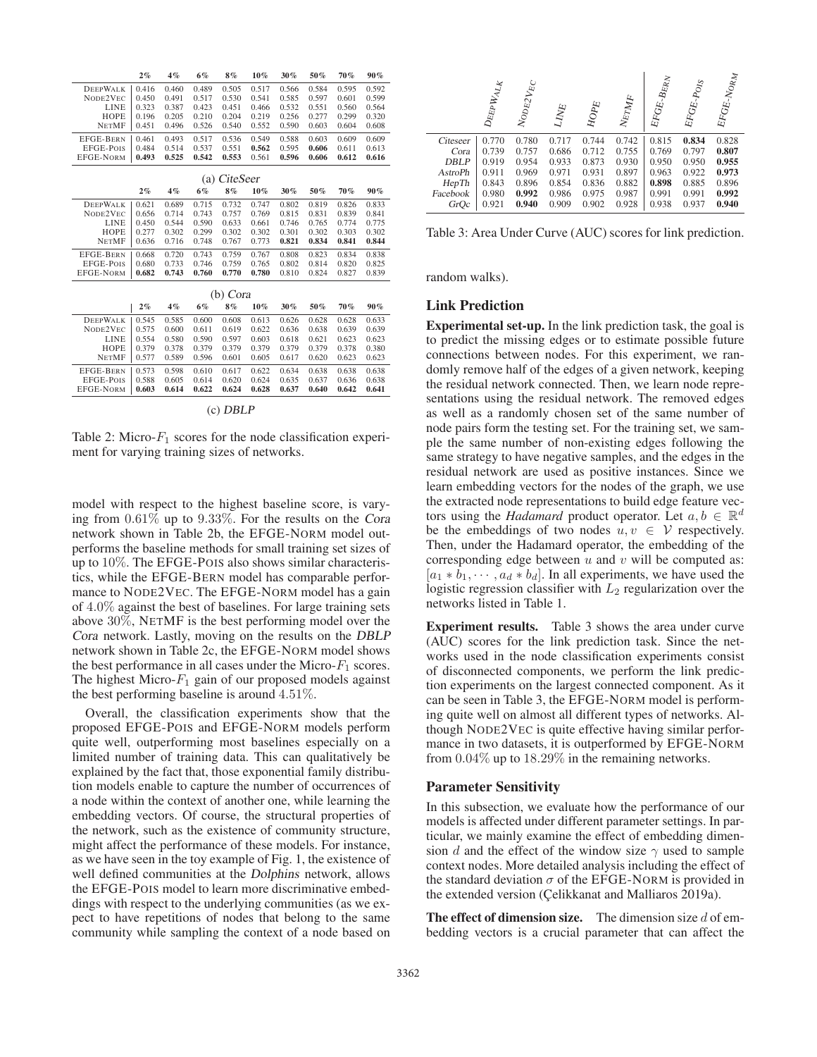|  | 2% | 4% | 6% | 8% | 10% | 30% | 50% | 70% | 90% |
|---|---|---|---|---|---|---|---|---|---|
| DeepWalk | 0.416 | 0.460 | 0.489 | 0.505 | 0.517 | 0.566 | 0.584 | 0.595 | 0.592 |
| Node2Vec | 0.450 | 0.491 | 0.517 | 0.530 | 0.541 | 0.585 | 0.597 | 0.601 | 0.599 |
| LINE | 0.323 | 0.387 | 0.423 | 0.451 | 0.466 | 0.532 | 0.551 | 0.560 | 0.564 |
| HOPE | 0.196 | 0.205 | 0.210 | 0.204 | 0.219 | 0.256 | 0.277 | 0.299 | 0.320 |
| NetMF | 0.451 | 0.496 | 0.526 | 0.540 | 0.552 | 0.590 | 0.603 | 0.604 | 0.608 |
| EFGE-Bern | 0.461 | 0.493 | 0.517 | 0.536 | 0.549 | 0.588 | 0.603 | 0.609 | 0.609 |
| EFGE-Pois | 0.484 | 0.514 | 0.537 | 0.551 | **0.562** | 0.595 | **0.606** | 0.611 | 0.613 |
| EFGE-Norm | **0.493** | **0.525** | **0.542** | **0.553** | 0.561 | **0.596** | **0.606** | **0.612** | **0.616** |

(a) *CiteSeer*

|  | 2% | 4% | 6% | 8% | 10% | 30% | 50% | 70% | 90% |
|---|---|---|---|---|---|---|---|---|---|
| DeepWalk | 0.621 | 0.689 | 0.715 | 0.732 | 0.747 | 0.802 | 0.819 | 0.826 | 0.833 |
| Node2Vec | 0.656 | 0.714 | 0.743 | 0.757 | 0.769 | 0.815 | 0.831 | 0.839 | 0.841 |
| LINE | 0.450 | 0.544 | 0.590 | 0.633 | 0.661 | 0.746 | 0.765 | 0.774 | 0.775 |
| HOPE | 0.277 | 0.302 | 0.299 | 0.302 | 0.302 | 0.301 | 0.302 | 0.303 | 0.302 |
| NetMF | 0.636 | 0.716 | 0.748 | 0.767 | 0.773 | **0.821** | **0.834** | **0.841** | **0.844** |
| EFGE-Bern | 0.668 | 0.720 | 0.743 | 0.759 | 0.767 | 0.808 | 0.823 | 0.834 | 0.838 |
| EFGE-Pois | 0.680 | 0.733 | 0.746 | 0.759 | 0.765 | 0.802 | 0.814 | 0.820 | 0.825 |
| EFGE-Norm | **0.682** | **0.743** | **0.760** | **0.770** | **0.780** | 0.810 | 0.824 | 0.827 | 0.839 |

(b) *Cora*

|  | 2% | 4% | 6% | 8% | 10% | 30% | 50% | 70% | 90% |
|---|---|---|---|---|---|---|---|---|---|
| DeepWalk | 0.545 | 0.585 | 0.600 | 0.608 | 0.613 | 0.626 | 0.628 | 0.628 | 0.633 |
| Node2Vec | 0.575 | 0.600 | 0.611 | 0.619 | 0.622 | 0.636 | 0.638 | 0.639 | 0.639 |
| LINE | 0.554 | 0.580 | 0.590 | 0.597 | 0.603 | 0.618 | 0.621 | 0.623 | 0.623 |
| HOPE | 0.379 | 0.378 | 0.379 | 0.379 | 0.379 | 0.379 | 0.379 | 0.378 | 0.380 |
| NetMF | 0.577 | 0.589 | 0.596 | 0.601 | 0.605 | 0.617 | 0.620 | 0.623 | 0.623 |
| EFGE-Bern | 0.573 | 0.598 | 0.610 | 0.617 | 0.622 | 0.634 | 0.638 | 0.638 | 0.638 |
| EFGE-Pois | 0.588 | 0.605 | 0.614 | 0.620 | 0.624 | 0.635 | 0.637 | 0.636 | 0.638 |
| EFGE-Norm | **0.603** | **0.614** | **0.622** | **0.624** | **0.628** | **0.637** | **0.640** | **0.642** | **0.641** |

(c) *DBLP*

Table 2: Micro-$F_1$ scores for the node classification experiment for varying training sizes of networks.

model with respect to the highest baseline score, is varying from $0.61\%$ up to $9.33\%$. For the results on the *Cora* network shown in Table 2b, the EFGE-Norm model outperforms the baseline methods for small training set sizes of up to $10\%$. The EFGE-Pois also shows similar characteristics, while the EFGE-Bern model has comparable performance to Node2Vec. The EFGE-Norm model has a gain of $4.0\%$ against the best of baselines. For large training sets above $30\%$, NetMF is the best performing model over the *Cora* network. Lastly, moving on the results on the *DBLP* network shown in Table 2c, the EFGE-Norm model shows the best performance in all cases under the Micro-$F_1$ scores. The highest Micro-$F_1$ gain of our proposed models against the best performing baseline is around $4.51\%$.

Overall, the classification experiments show that the proposed EFGE-Pois and EFGE-Norm models perform quite well, outperforming most baselines especially on a limited number of training data. This can qualitatively be explained by the fact that, those exponential family distribution models enable to capture the number of occurrences of a node within the context of another one, while learning the embedding vectors. Of course, the structural properties of the network, such as the existence of community structure, might affect the performance of these models. For instance, as we have seen in the toy example of Fig. 1, the existence of well defined communities at the *Dolphins* network, allows the EFGE-Pois model to learn more discriminative embeddings with respect to the underlying communities (as we expect to have repetitions of nodes that belong to the same community while sampling the context of a node based on random walks).

|  | DeepWalk | Node2Vec | LINE | HOPE | NetMF | EFGE-Bern | EFGE-Pois | EFGE-Norm |
|---|---|---|---|---|---|---|---|---|
| *Citeseer* | 0.770 | 0.780 | 0.717 | 0.744 | 0.742 | 0.815 | **0.834** | 0.828 |
| *Cora* | 0.739 | 0.757 | 0.686 | 0.712 | 0.755 | 0.769 | 0.797 | **0.807** |
| *DBLP* | 0.919 | 0.954 | 0.933 | 0.873 | 0.930 | 0.950 | 0.950 | **0.955** |
| *AstroPh* | 0.911 | 0.969 | 0.971 | 0.931 | 0.897 | 0.963 | 0.922 | **0.973** |
| *HepTh* | 0.843 | 0.896 | 0.854 | 0.836 | 0.882 | **0.898** | 0.885 | 0.896 |
| *Facebook* | 0.980 | **0.992** | 0.986 | 0.975 | 0.987 | 0.991 | 0.991 | **0.992** |
| *GrQc* | 0.921 | **0.940** | 0.909 | 0.902 | 0.928 | 0.938 | 0.937 | **0.940** |

Table 3: Area Under Curve (AUC) scores for link prediction.

## Link Prediction

**Experimental set-up.** In the link prediction task, the goal is to predict the missing edges or to estimate possible future connections between nodes. For this experiment, we randomly remove half of the edges of a given network, keeping the residual network connected. Then, we learn node representations using the residual network. The removed edges as well as a randomly chosen set of the same number of node pairs form the testing set. For the training set, we sample the same number of non-existing edges following the same strategy to have negative samples, and the edges in the residual network are used as positive instances. Since we learn embedding vectors for the nodes of the graph, we use the extracted node representations to build edge feature vectors using the *Hadamard* product operator. Let $a, b \in \mathbb{R}^d$ be the embeddings of two nodes $u, v \in \mathcal{V}$ respectively. Then, under the Hadamard operator, the embedding of the corresponding edge between $u$ and $v$ will be computed as: $[a_1 * b_1, \cdots, a_d * b_d]$. In all experiments, we have used the logistic regression classifier with $L_2$ regularization over the networks listed in Table 1.

**Experiment results.** Table 3 shows the area under curve (AUC) scores for the link prediction task. Since the networks used in the node classification experiments consist of disconnected components, we perform the link prediction experiments on the largest connected component. As it can be seen in Table 3, the EFGE-Norm model is performing quite well on almost all different types of networks. Although Node2Vec is quite effective having similar performance in two datasets, it is outperformed by EFGE-Norm from $0.04\%$ up to $18.29\%$ in the remaining networks.

## Parameter Sensitivity

In this subsection, we evaluate how the performance of our models is affected under different parameter settings. In particular, we mainly examine the effect of embedding dimension $d$ and the effect of the window size $\gamma$ used to sample context nodes. More detailed analysis including the effect of the standard deviation $\sigma$ of the EFGE-Norm is provided in the extended version (Çelikkanat and Malliaros 2019a).

**The effect of dimension size.** The dimension size $d$ of embedding vectors is a crucial parameter that can affect the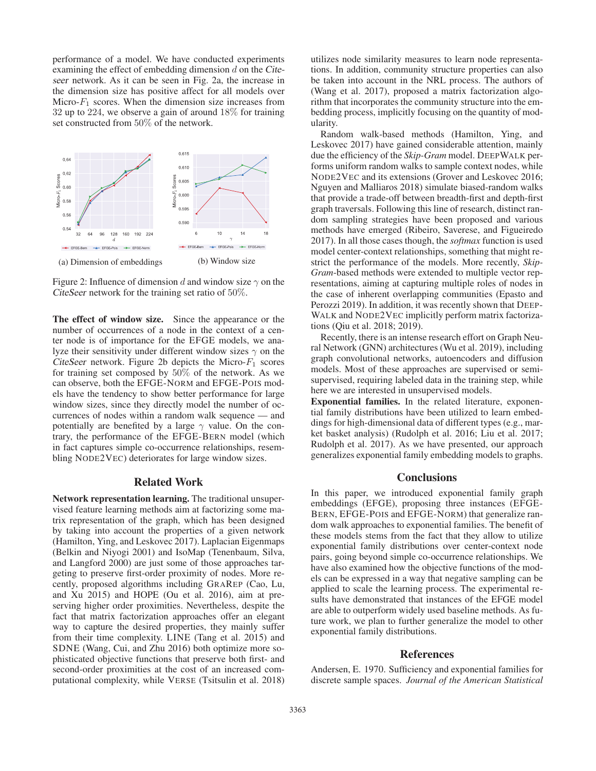performance of a model. We have conducted experiments examining the effect of embedding dimension $d$ on the *Citeseer* network. As it can be seen in Fig. 2a, the increase in the dimension size has positive affect for all models over Micro-$F_1$ scores. When the dimension size increases from 32 up to 224, we observe a gain of around 18% for training set constructed from 50% of the network.

(a) Dimension of embeddings

(b) Window size

Figure 2: Influence of dimension $d$ and window size $\gamma$ on the *CiteSeer* network for the training set ratio of 50%.

**The effect of window size.** Since the appearance or the number of occurrences of a node in the context of a center node is of importance for the EFGE models, we analyze their sensitivity under different window sizes $\gamma$ on the *CiteSeer* network. Figure 2b depicts the Micro-$F_1$ scores for training set composed by 50% of the network. As we can observe, both the EFGE-NORM and EFGE-POIS models have the tendency to show better performance for large window sizes, since they directly model the number of occurrences of nodes within a random walk sequence — and potentially are benefited by a large $\gamma$ value. On the contrary, the performance of the EFGE-BERN model (which in fact captures simple co-occurrence relationships, resembling NODE2VEC) deteriorates for large window sizes.

## Related Work

**Network representation learning.** The traditional unsupervised feature learning methods aim at factorizing some matrix representation of the graph, which has been designed by taking into account the properties of a given network (Hamilton, Ying, and Leskovec 2017). Laplacian Eigenmaps (Belkin and Niyogi 2001) and IsoMap (Tenenbaum, Silva, and Langford 2000) are just some of those approaches targeting to preserve first-order proximity of nodes. More recently, proposed algorithms including GRAREP (Cao, Lu, and Xu 2015) and HOPE (Ou et al. 2016), aim at preserving higher order proximities. Nevertheless, despite the fact that matrix factorization approaches offer an elegant way to capture the desired properties, they mainly suffer from their time complexity. LINE (Tang et al. 2015) and SDNE (Wang, Cui, and Zhu 2016) both optimize more sophisticated objective functions that preserve both first- and second-order proximities at the cost of an increased computational complexity, while VERSE (Tsitsulin et al. 2018) utilizes node similarity measures to learn node representations. In addition, community structure properties can also be taken into account in the NRL process. The authors of (Wang et al. 2017), proposed a matrix factorization algorithm that incorporates the community structure into the embedding process, implicitly focusing on the quantity of modularity.

Random walk-based methods (Hamilton, Ying, and Leskovec 2017) have gained considerable attention, mainly due the efficiency of the *Skip-Gram* model. DEEPWALK performs uniform random walks to sample context nodes, while NODE2VEC and its extensions (Grover and Leskovec 2016; Nguyen and Malliaros 2018) simulate biased-random walks that provide a trade-off between breadth-first and depth-first graph traversals. Following this line of research, distinct random sampling strategies have been proposed and various methods have emerged (Ribeiro, Saverese, and Figueiredo 2017). In all those cases though, the *softmax* function is used model center-context relationships, something that might restrict the performance of the models. More recently, *Skip-Gram*-based methods were extended to multiple vector representations, aiming at capturing multiple roles of nodes in the case of inherent overlapping communities (Epasto and Perozzi 2019). In addition, it was recently shown that DEEPWALK and NODE2VEC implicitly perform matrix factorizations (Qiu et al. 2018; 2019).

Recently, there is an intense research effort on Graph Neural Network (GNN) architectures (Wu et al. 2019), including graph convolutional networks, autoencoders and diffusion models. Most of these approaches are supervised or semi-supervised, requiring labeled data in the training step, while here we are interested in unsupervised models.

**Exponential families.** In the related literature, exponential family distributions have been utilized to learn embeddings for high-dimensional data of different types (e.g., market basket analysis) (Rudolph et al. 2016; Liu et al. 2017; Rudolph et al. 2017). As we have presented, our approach generalizes exponential family embedding models to graphs.

## Conclusions

In this paper, we introduced exponential family graph embeddings (EFGE), proposing three instances (EFGE-BERN, EFGE-POIS and EFGE-NORM) that generalize random walk approaches to exponential families. The benefit of these models stems from the fact that they allow to utilize exponential family distributions over center-context node pairs, going beyond simple co-occurrence relationships. We have also examined how the objective functions of the models can be expressed in a way that negative sampling can be applied to scale the learning process. The experimental results have demonstrated that instances of the EFGE model are able to outperform widely used baseline methods. As future work, we plan to further generalize the model to other exponential family distributions.

## References

Andersen, E. 1970. Sufficiency and exponential families for discrete sample spaces. *Journal of the American Statistical*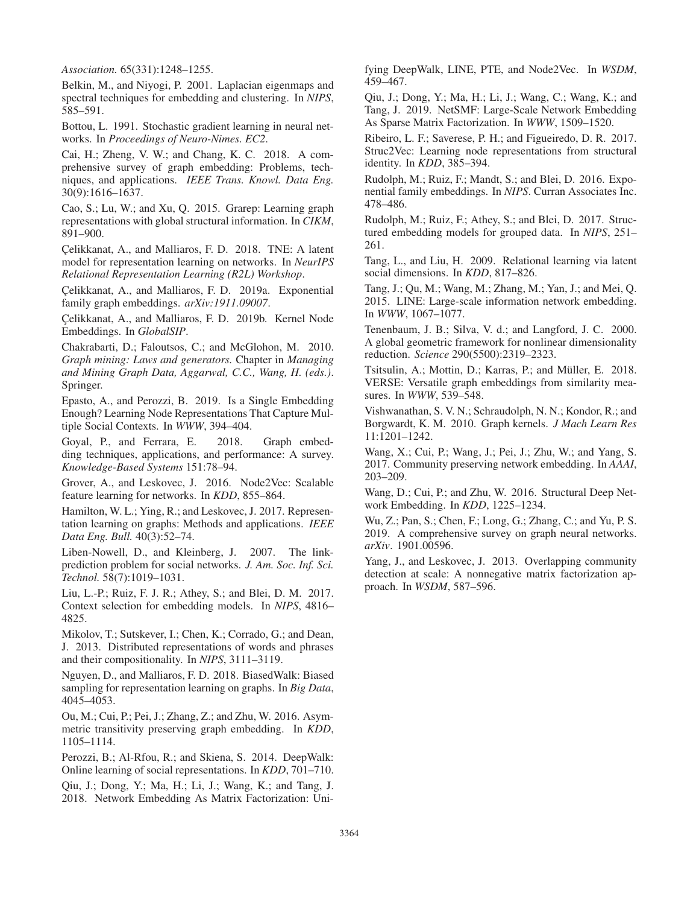*Association.* 65(331):1248–1255.

Belkin, M., and Niyogi, P. 2001. Laplacian eigenmaps and spectral techniques for embedding and clustering. In *NIPS*, 585–591.

Bottou, L. 1991. Stochastic gradient learning in neural networks. In *Proceedings of Neuro-Nimes. EC2*.

Cai, H.; Zheng, V. W.; and Chang, K. C. 2018. A comprehensive survey of graph embedding: Problems, techniques, and applications. *IEEE Trans. Knowl. Data Eng.* 30(9):1616–1637.

Cao, S.; Lu, W.; and Xu, Q. 2015. Grarep: Learning graph representations with global structural information. In *CIKM*, 891–900.

Çelikkanat, A., and Malliaros, F. D. 2018. TNE: A latent model for representation learning on networks. In *NeurIPS Relational Representation Learning (R2L) Workshop*.

Çelikkanat, A., and Malliaros, F. D. 2019a. Exponential family graph embeddings. *arXiv:1911.09007*.

Çelikkanat, A., and Malliaros, F. D. 2019b. Kernel Node Embeddings. In *GlobalSIP*.

Chakrabarti, D.; Faloutsos, C.; and McGlohon, M. 2010. *Graph mining: Laws and generators.* Chapter in *Managing and Mining Graph Data, Aggarwal, C.C., Wang, H. (eds.)*. Springer.

Epasto, A., and Perozzi, B. 2019. Is a Single Embedding Enough? Learning Node Representations That Capture Multiple Social Contexts. In *WWW*, 394–404.

Goyal, P., and Ferrara, E. 2018. Graph embedding techniques, applications, and performance: A survey. *Knowledge-Based Systems* 151:78–94.

Grover, A., and Leskovec, J. 2016. Node2Vec: Scalable feature learning for networks. In *KDD*, 855–864.

Hamilton, W. L.; Ying, R.; and Leskovec, J. 2017. Representation learning on graphs: Methods and applications. *IEEE Data Eng. Bull.* 40(3):52–74.

Liben-Nowell, D., and Kleinberg, J. 2007. The link-prediction problem for social networks. *J. Am. Soc. Inf. Sci. Technol.* 58(7):1019–1031.

Liu, L.-P.; Ruiz, F. J. R.; Athey, S.; and Blei, D. M. 2017. Context selection for embedding models. In *NIPS*, 4816–4825.

Mikolov, T.; Sutskever, I.; Chen, K.; Corrado, G.; and Dean, J. 2013. Distributed representations of words and phrases and their compositionality. In *NIPS*, 3111–3119.

Nguyen, D., and Malliaros, F. D. 2018. BiasedWalk: Biased sampling for representation learning on graphs. In *Big Data*, 4045–4053.

Ou, M.; Cui, P.; Pei, J.; Zhang, Z.; and Zhu, W. 2016. Asymmetric transitivity preserving graph embedding. In *KDD*, 1105–1114.

Perozzi, B.; Al-Rfou, R.; and Skiena, S. 2014. DeepWalk: Online learning of social representations. In *KDD*, 701–710.

Qiu, J.; Dong, Y.; Ma, H.; Li, J.; Wang, K.; and Tang, J. 2018. Network Embedding As Matrix Factorization: Unifying DeepWalk, LINE, PTE, and Node2Vec. In *WSDM*, 459–467.

Qiu, J.; Dong, Y.; Ma, H.; Li, J.; Wang, C.; Wang, K.; and Tang, J. 2019. NetSMF: Large-Scale Network Embedding As Sparse Matrix Factorization. In *WWW*, 1509–1520.

Ribeiro, L. F.; Saverese, P. H.; and Figueiredo, D. R. 2017. Struc2Vec: Learning node representations from structural identity. In *KDD*, 385–394.

Rudolph, M.; Ruiz, F.; Mandt, S.; and Blei, D. 2016. Exponential family embeddings. In *NIPS*. Curran Associates Inc. 478–486.

Rudolph, M.; Ruiz, F.; Athey, S.; and Blei, D. 2017. Structured embedding models for grouped data. In *NIPS*, 251–261.

Tang, L., and Liu, H. 2009. Relational learning via latent social dimensions. In *KDD*, 817–826.

Tang, J.; Qu, M.; Wang, M.; Zhang, M.; Yan, J.; and Mei, Q. 2015. LINE: Large-scale information network embedding. In *WWW*, 1067–1077.

Tenenbaum, J. B.; Silva, V. d.; and Langford, J. C. 2000. A global geometric framework for nonlinear dimensionality reduction. *Science* 290(5500):2319–2323.

Tsitsulin, A.; Mottin, D.; Karras, P.; and Müller, E. 2018. VERSE: Versatile graph embeddings from similarity measures. In *WWW*, 539–548.

Vishwanathan, S. V. N.; Schraudolph, N. N.; Kondor, R.; and Borgwardt, K. M. 2010. Graph kernels. *J Mach Learn Res* 11:1201–1242.

Wang, X.; Cui, P.; Wang, J.; Pei, J.; Zhu, W.; and Yang, S. 2017. Community preserving network embedding. In *AAAI*, 203–209.

Wang, D.; Cui, P.; and Zhu, W. 2016. Structural Deep Network Embedding. In *KDD*, 1225–1234.

Wu, Z.; Pan, S.; Chen, F.; Long, G.; Zhang, C.; and Yu, P. S. 2019. A comprehensive survey on graph neural networks. *arXiv*. 1901.00596.

Yang, J., and Leskovec, J. 2013. Overlapping community detection at scale: A nonnegative matrix factorization approach. In *WSDM*, 587–596.